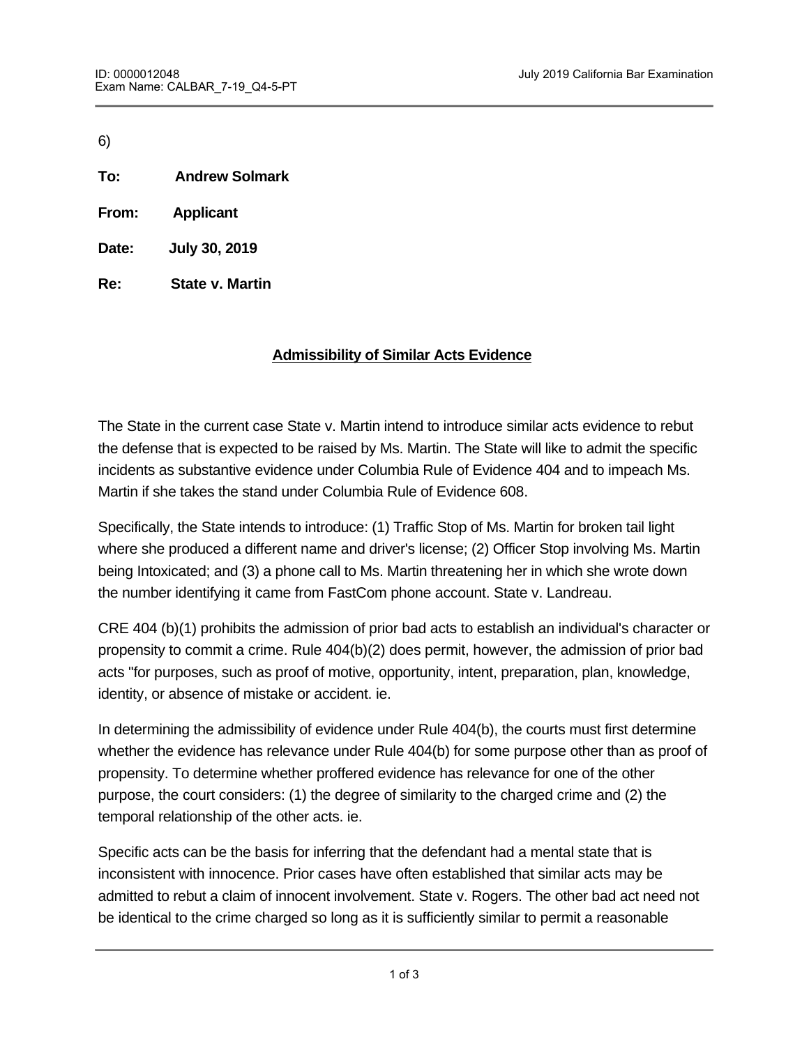6)

**To:** **Andrew Solmark**

**From:** **Applicant**

**Date:** **July 30, 2019**

**Re:** **State v. Martin**

## Admissibility of Similar Acts Evidence

The State in the current case State v. Martin intend to introduce similar acts evidence to rebut the defense that is expected to be raised by Ms. Martin. The State will like to admit the specific incidents as substantive evidence under Columbia Rule of Evidence 404 and to impeach Ms. Martin if she takes the stand under Columbia Rule of Evidence 608.

Specifically, the State intends to introduce: (1) Traffic Stop of Ms. Martin for broken tail light where she produced a different name and driver's license; (2) Officer Stop involving Ms. Martin being Intoxicated; and (3) a phone call to Ms. Martin threatening her in which she wrote down the number identifying it came from FastCom phone account. State v. Landreau.

CRE 404 (b)(1) prohibits the admission of prior bad acts to establish an individual's character or propensity to commit a crime. Rule 404(b)(2) does permit, however, the admission of prior bad acts "for purposes, such as proof of motive, opportunity, intent, preparation, plan, knowledge, identity, or absence of mistake or accident. ie.

In determining the admissibility of evidence under Rule 404(b), the courts must first determine whether the evidence has relevance under Rule 404(b) for some purpose other than as proof of propensity. To determine whether proffered evidence has relevance for one of the other purpose, the court considers: (1) the degree of similarity to the charged crime and (2) the temporal relationship of the other acts. ie.

Specific acts can be the basis for inferring that the defendant had a mental state that is inconsistent with innocence. Prior cases have often established that similar acts may be admitted to rebut a claim of innocent involvement. State v. Rogers. The other bad act need not be identical to the crime charged so long as it is sufficiently similar to permit a reasonable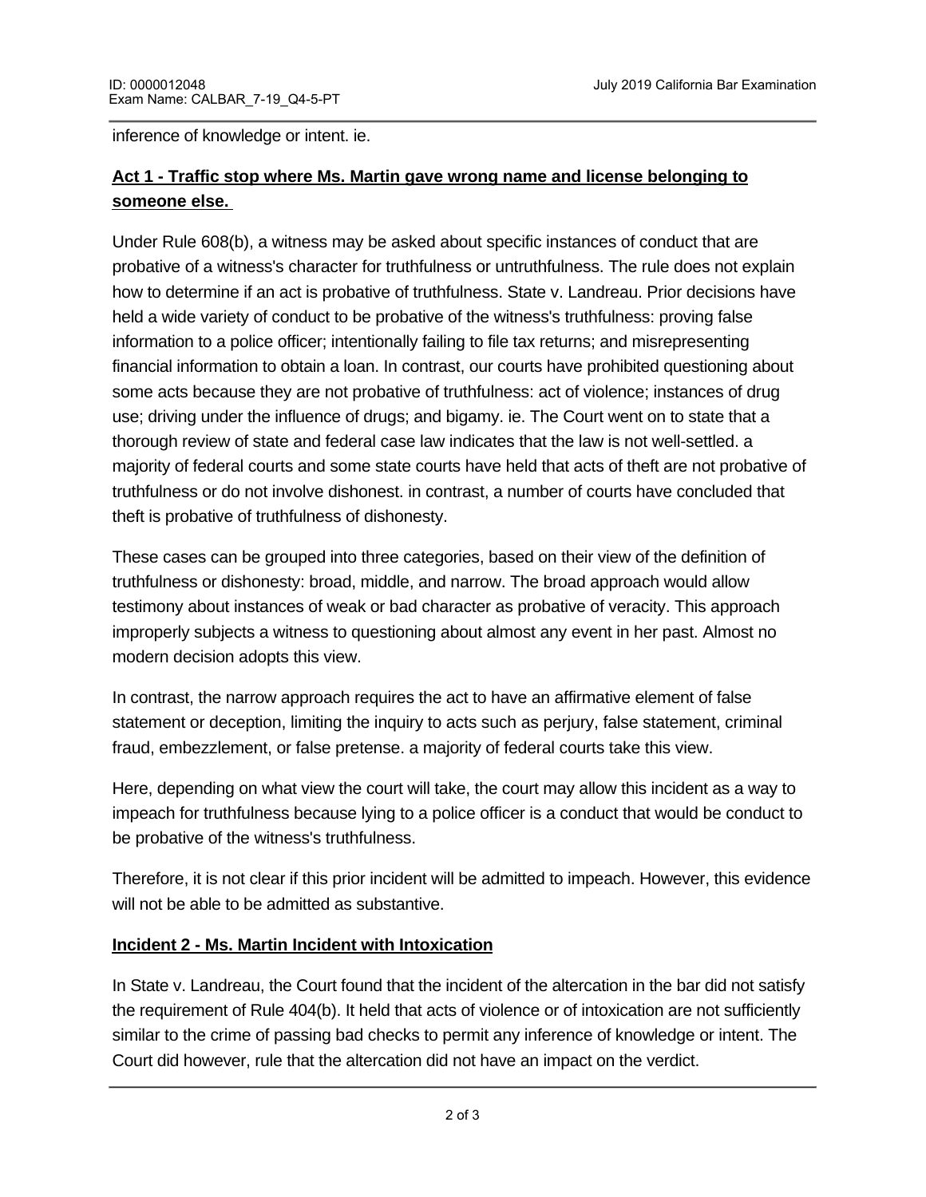inference of knowledge or intent. ie.

**Act 1 - Traffic stop where Ms. Martin gave wrong name and license belonging to someone else.**

Under Rule 608(b), a witness may be asked about specific instances of conduct that are probative of a witness's character for truthfulness or untruthfulness. The rule does not explain how to determine if an act is probative of truthfulness. State v. Landreau. Prior decisions have held a wide variety of conduct to be probative of the witness's truthfulness: proving false information to a police officer; intentionally failing to file tax returns; and misrepresenting financial information to obtain a loan. In contrast, our courts have prohibited questioning about some acts because they are not probative of truthfulness: act of violence; instances of drug use; driving under the influence of drugs; and bigamy. ie. The Court went on to state that a thorough review of state and federal case law indicates that the law is not well-settled. a majority of federal courts and some state courts have held that acts of theft are not probative of truthfulness or do not involve dishonest. in contrast, a number of courts have concluded that theft is probative of truthfulness of dishonesty.

These cases can be grouped into three categories, based on their view of the definition of truthfulness or dishonesty: broad, middle, and narrow. The broad approach would allow testimony about instances of weak or bad character as probative of veracity. This approach improperly subjects a witness to questioning about almost any event in her past. Almost no modern decision adopts this view.

In contrast, the narrow approach requires the act to have an affirmative element of false statement or deception, limiting the inquiry to acts such as perjury, false statement, criminal fraud, embezzlement, or false pretense. a majority of federal courts take this view.

Here, depending on what view the court will take, the court may allow this incident as a way to impeach for truthfulness because lying to a police officer is a conduct that would be conduct to be probative of the witness's truthfulness.

Therefore, it is not clear if this prior incident will be admitted to impeach. However, this evidence will not be able to be admitted as substantive.

**Incident 2 - Ms. Martin Incident with Intoxication**

In State v. Landreau, the Court found that the incident of the altercation in the bar did not satisfy the requirement of Rule 404(b). It held that acts of violence or of intoxication are not sufficiently similar to the crime of passing bad checks to permit any inference of knowledge or intent. The Court did however, rule that the altercation did not have an impact on the verdict.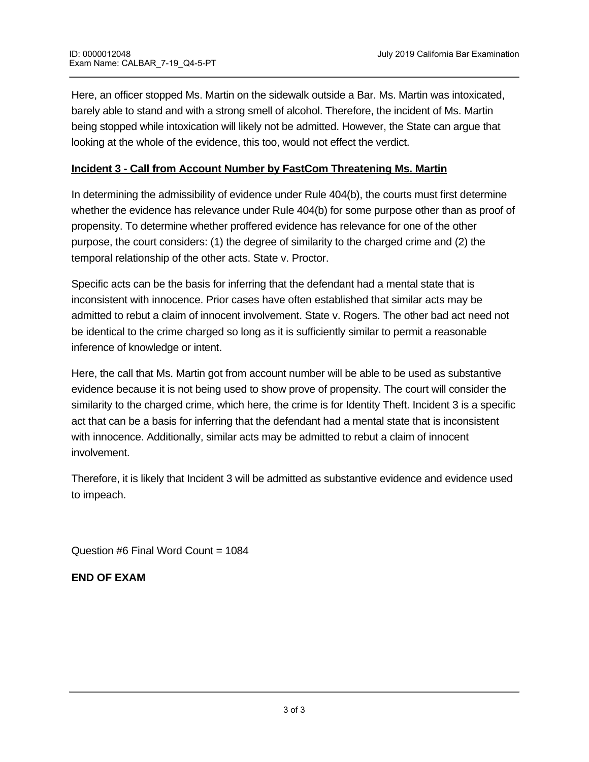Here, an officer stopped Ms. Martin on the sidewalk outside a Bar. Ms. Martin was intoxicated, barely able to stand and with a strong smell of alcohol. Therefore, the incident of Ms. Martin being stopped while intoxication will likely not be admitted. However, the State can argue that looking at the whole of the evidence, this too, would not effect the verdict.

**Incident 3 - Call from Account Number by FastCom Threatening Ms. Martin**

In determining the admissibility of evidence under Rule 404(b), the courts must first determine whether the evidence has relevance under Rule 404(b) for some purpose other than as proof of propensity. To determine whether proffered evidence has relevance for one of the other purpose, the court considers: (1) the degree of similarity to the charged crime and (2) the temporal relationship of the other acts. State v. Proctor.

Specific acts can be the basis for inferring that the defendant had a mental state that is inconsistent with innocence. Prior cases have often established that similar acts may be admitted to rebut a claim of innocent involvement. State v. Rogers. The other bad act need not be identical to the crime charged so long as it is sufficiently similar to permit a reasonable inference of knowledge or intent.

Here, the call that Ms. Martin got from account number will be able to be used as substantive evidence because it is not being used to show prove of propensity. The court will consider the similarity to the charged crime, which here, the crime is for Identity Theft. Incident 3 is a specific act that can be a basis for inferring that the defendant had a mental state that is inconsistent with innocence. Additionally, similar acts may be admitted to rebut a claim of innocent involvement.

Therefore, it is likely that Incident 3 will be admitted as substantive evidence and evidence used to impeach.

Question #6 Final Word Count = 1084

**END OF EXAM**